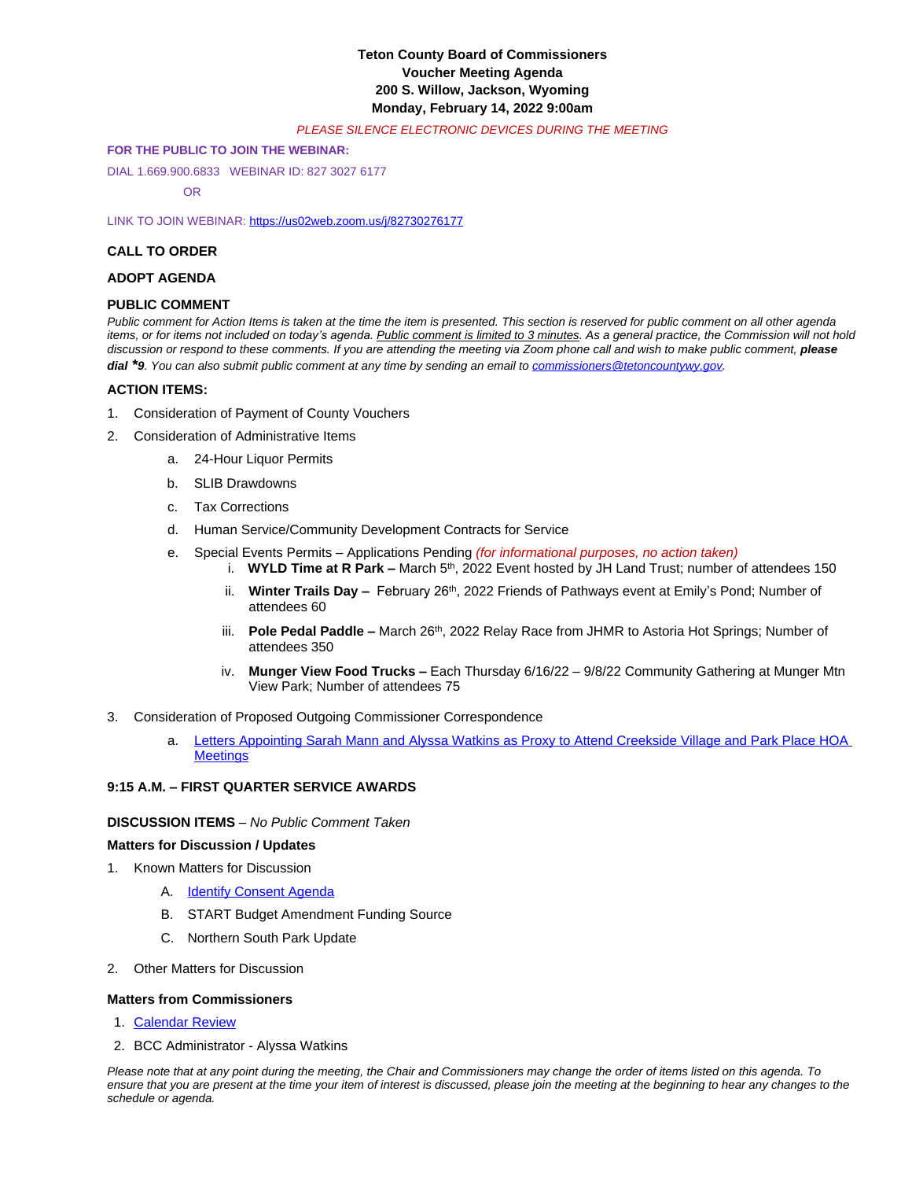# Teton County Board of Commissioners
## Voucher Meeting Agenda
## 200 S. Willow, Jackson, Wyoming
## Monday, February 14, 2022 9:00am

*PLEASE SILENCE ELECTRONIC DEVICES DURING THE MEETING*

**FOR THE PUBLIC TO JOIN THE WEBINAR:**

DIAL 1.669.900.6833 WEBINAR ID: 827 3027 6177

OR

LINK TO JOIN WEBINAR: [https://us02web.zoom.us/j/82730276177](https://us02web.zoom.us/j/82730276177)

**CALL TO ORDER**

**ADOPT AGENDA**

**PUBLIC COMMENT**

*Public comment for Action Items is taken at the time the item is presented. This section is reserved for public comment on all other agenda items, or for items not included on today's agenda. Public comment is limited to 3 minutes. As a general practice, the Commission will not hold discussion or respond to these comments. If you are attending the meeting via Zoom phone call and wish to make public comment, **please dial *9**. You can also submit public comment at any time by sending an email to [commissioners@tetoncountywy.gov](mailto:commissioners@tetoncountywy.gov).*

**ACTION ITEMS:**

1. Consideration of Payment of County Vouchers
2. Consideration of Administrative Items
   a. 24-Hour Liquor Permits
   b. SLIB Drawdowns
   c. Tax Corrections
   d. Human Service/Community Development Contracts for Service
   e. Special Events Permits – Applications Pending *(for informational purposes, no action taken)*
      i. **WYLD Time at R Park –** March 5th, 2022 Event hosted by JH Land Trust; number of attendees 150
      ii. **Winter Trails Day –** February 26th, 2022 Friends of Pathways event at Emily's Pond; Number of attendees 60
      iii. **Pole Pedal Paddle –** March 26th, 2022 Relay Race from JHMR to Astoria Hot Springs; Number of attendees 350
      iv. **Munger View Food Trucks –** Each Thursday 6/16/22 – 9/8/22 Community Gathering at Munger Mtn View Park; Number of attendees 75
3. Consideration of Proposed Outgoing Commissioner Correspondence
   a. Letters Appointing Sarah Mann and Alyssa Watkins as Proxy to Attend Creekside Village and Park Place HOA Meetings

**9:15 A.M. – FIRST QUARTER SERVICE AWARDS**

**DISCUSSION ITEMS** – *No Public Comment Taken*

**Matters for Discussion / Updates**

1. Known Matters for Discussion
   A. Identify Consent Agenda
   B. START Budget Amendment Funding Source
   C. Northern South Park Update
2. Other Matters for Discussion

**Matters from Commissioners**

1. Calendar Review
2. BCC Administrator - Alyssa Watkins

*Please note that at any point during the meeting, the Chair and Commissioners may change the order of items listed on this agenda. To ensure that you are present at the time your item of interest is discussed, please join the meeting at the beginning to hear any changes to the schedule or agenda.*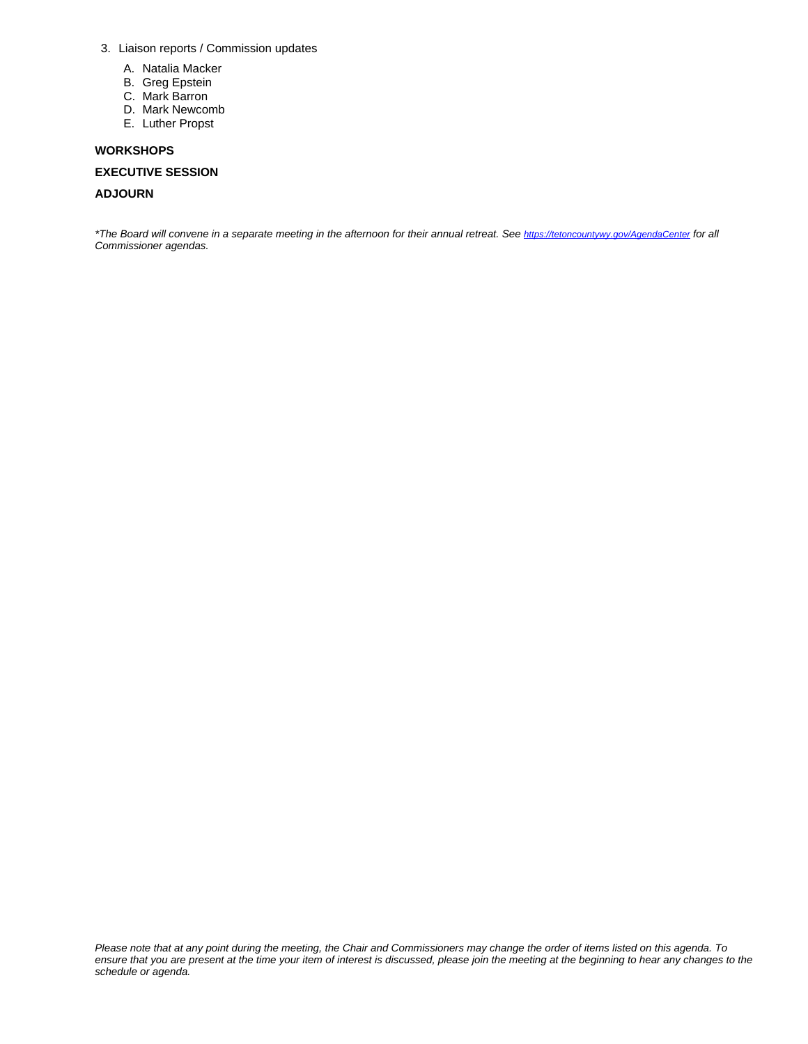3. Liaison reports / Commission updates
    A. Natalia Macker
    B. Greg Epstein
    C. Mark Barron
    D. Mark Newcomb
    E. Luther Propst

**WORKSHOPS**

**EXECUTIVE SESSION**

**ADJOURN**

*\*The Board will convene in a separate meeting in the afternoon for their annual retreat. See [https://tetoncountywy.gov/AgendaCenter](https://tetoncountywy.gov/AgendaCenter) for all Commissioner agendas.*

*Please note that at any point during the meeting, the Chair and Commissioners may change the order of items listed on this agenda. To ensure that you are present at the time your item of interest is discussed, please join the meeting at the beginning to hear any changes to the schedule or agenda.*